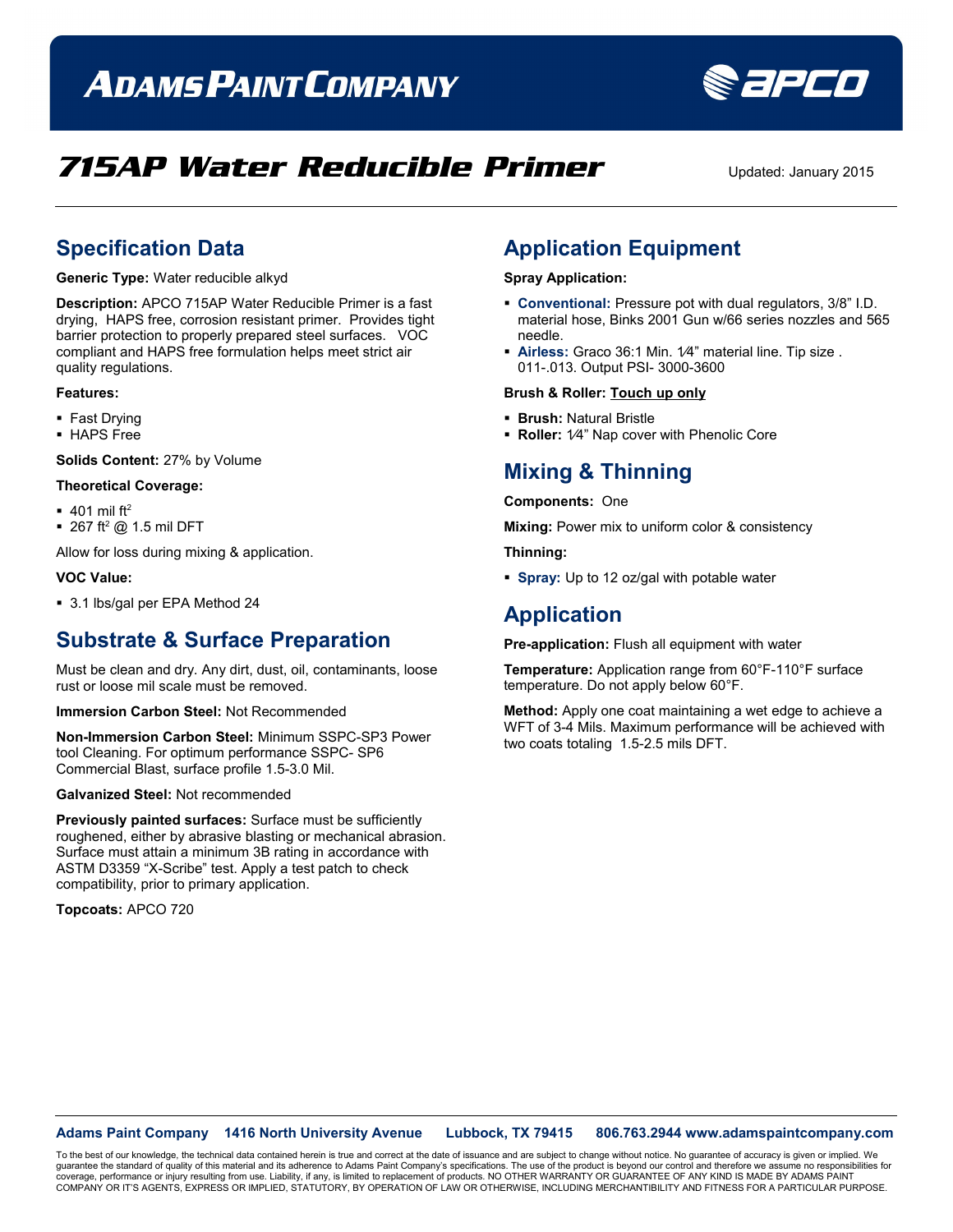// ADAMS PAINT COMPANY

# 715AP Water Reducible Primer

Updated: January 2015

## Specification Data

**Generic Type:** Water reducible alkyd

**Description:** APCO 715AP Water Reducible Primer is a fast drying, HAPS free, corrosion resistant primer. Provides tight barrier protection to properly prepared steel surfaces. VOC compliant and HAPS free formulation helps meet strict air quality regulations.

**Features:**

- Fast Drying
- HAPS Free

**Solids Content:** 27% by Volume

**Theoretical Coverage:**

- 401 mil $ft^2$
- 267 $ft^2$ @ 1.5 mil DFT

Allow for loss during mixing & application.

**VOC Value:**

- 3.1 lbs/gal per EPA Method 24

## Substrate & Surface Preparation

Must be clean and dry. Any dirt, dust, oil, contaminants, loose rust or loose mil scale must be removed.

**Immersion Carbon Steel:** Not Recommended

**Non-Immersion Carbon Steel:** Minimum SSPC-SP3 Power tool Cleaning. For optimum performance SSPC- SP6 Commercial Blast, surface profile 1.5-3.0 Mil.

**Galvanized Steel:** Not recommended

**Previously painted surfaces:** Surface must be sufficiently roughened, either by abrasive blasting or mechanical abrasion. Surface must attain a minimum 3B rating in accordance with ASTM D3359 "X-Scribe" test. Apply a test patch to check compatibility, prior to primary application.

**Topcoats:** APCO 720

## Application Equipment

**Spray Application:**

- **Conventional:** Pressure pot with dual regulators, 3/8" I.D. material hose, Binks 2001 Gun w/66 series nozzles and 565 needle.
- **Airless:** Graco 36:1 Min. 1⁄4" material line. Tip size .011-.013. Output PSI- 3000-3600

**Brush & Roller:** **Touch up only**

- **Brush:** Natural Bristle
- **Roller:** 1⁄4" Nap cover with Phenolic Core

## Mixing & Thinning

**Components:** One

**Mixing:** Power mix to uniform color & consistency

**Thinning:**

- **Spray:** Up to 12 oz/gal with potable water

## Application

**Pre-application:** Flush all equipment with water

**Temperature:** Application range from 60°F-110°F surface temperature. Do not apply below 60°F.

**Method:** Apply one coat maintaining a wet edge to achieve a WFT of 3-4 Mils. Maximum performance will be achieved with two coats totaling 1.5-2.5 mils DFT.

**Adams Paint Company 1416 North University Avenue Lubbock, TX 79415 806.763.2944 www.adamspaintcompany.com**

To the best of our knowledge, the technical data contained herein is true and correct at the date of issuance and are subject to change without notice. No guarantee of accuracy is given or implied. We guarantee the standard of quality of this material and its adherence to Adams Paint Company's specifications. The use of the product is beyond our control and therefore we assume no responsibilities for coverage, performance or injury resulting from use. Liability, if any, is limited to replacement of products. NO OTHER WARRANTY OR GUARANTEE OF ANY KIND IS MADE BY ADAMS PAINT COMPANY OR IT'S AGENTS, EXPRESS OR IMPLIED, STATUTORY, BY OPERATION OF LAW OR OTHERWISE, INCLUDING MERCHANTIBILITY AND FITNESS FOR A PARTICULAR PURPOSE.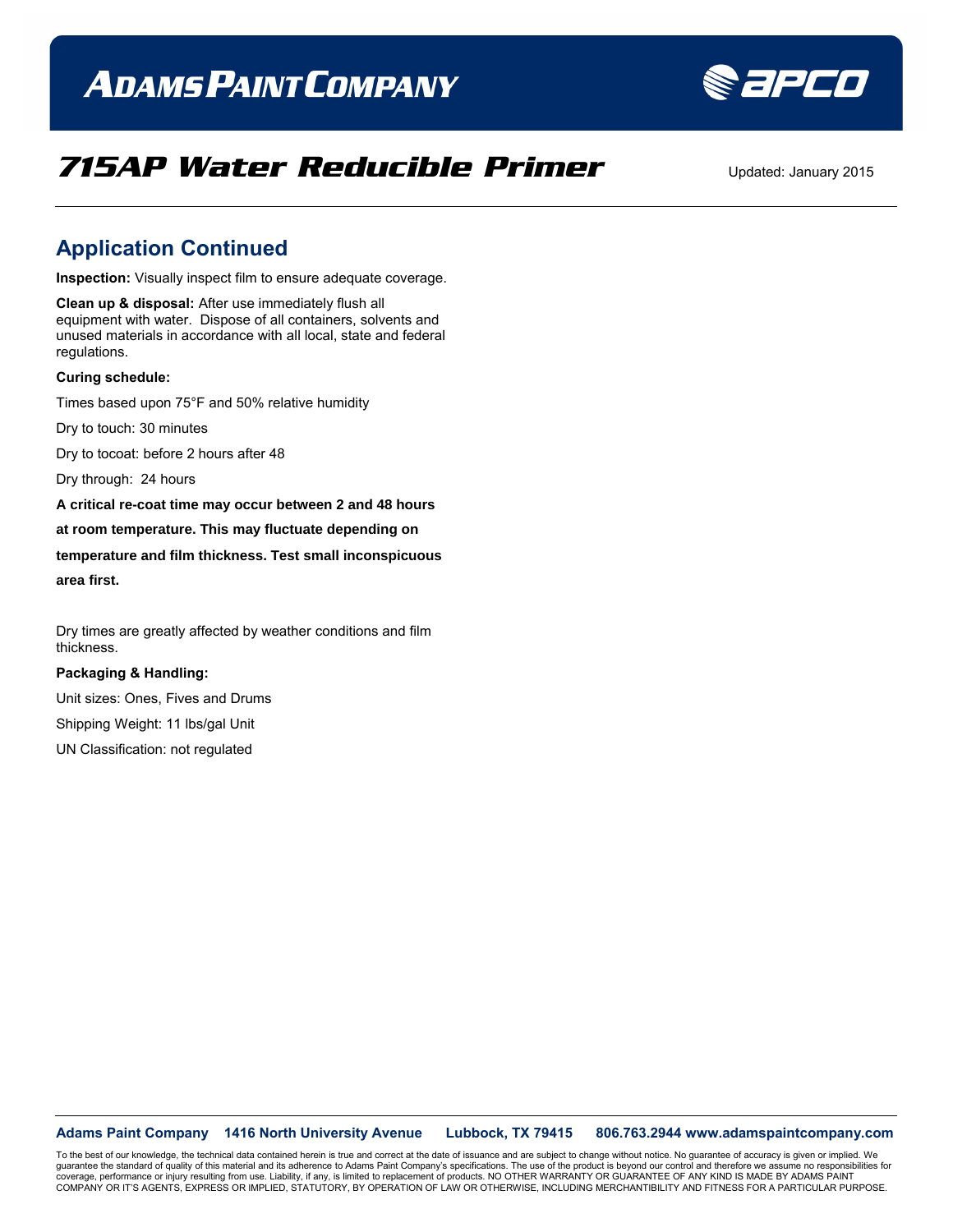# 715AP Water Reducible Primer

Updated: January 2015

## Application Continued

**Inspection:** Visually inspect film to ensure adequate coverage.

**Clean up & disposal:** After use immediately flush all equipment with water. Dispose of all containers, solvents and unused materials in accordance with all local, state and federal regulations.

**Curing schedule:**

Times based upon 75°F and 50% relative humidity

Dry to touch: 30 minutes

Dry to tocoat: before 2 hours after 48

Dry through: 24 hours

**A critical re-coat time may occur between 2 and 48 hours at room temperature. This may fluctuate depending on temperature and film thickness. Test small inconspicuous area first.**

Dry times are greatly affected by weather conditions and film thickness.

**Packaging & Handling:**

Unit sizes: Ones, Fives and Drums

Shipping Weight: 11 lbs/gal Unit

UN Classification: not regulated

**Adams Paint Company 1416 North University Avenue Lubbock, TX 79415 806.763.2944 www.adamspaintcompany.com**

To the best of our knowledge, the technical data contained herein is true and correct at the date of issuance and are subject to change without notice. No guarantee of accuracy is given or implied. We guarantee the standard of quality of this material and its adherence to Adams Paint Company's specifications. The use of the product is beyond our control and therefore we assume no responsibilities for coverage, performance or injury resulting from use. Liability, if any, is limited to replacement of products. NO OTHER WARRANTY OR GUARANTEE OF ANY KIND IS MADE BY ADAMS PAINT COMPANY OR IT'S AGENTS, EXPRESS OR IMPLIED, STATUTORY, BY OPERATION OF LAW OR OTHERWISE, INCLUDING MERCHANTIBILITY AND FITNESS FOR A PARTICULAR PURPOSE.